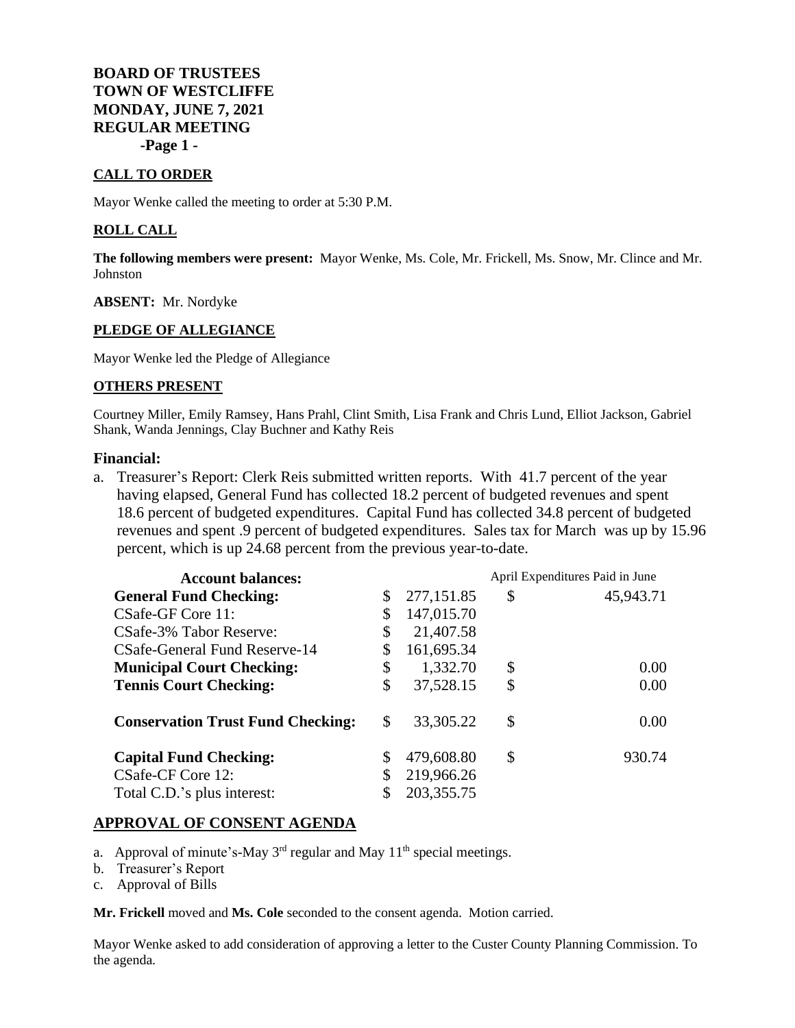**BOARD OF TRUSTEES**
**TOWN OF WESTCLIFFE**
**MONDAY, JUNE 7, 2021**
**REGULAR MEETING**
**-Page 1 -**

## CALL TO ORDER

Mayor Wenke called the meeting to order at 5:30 P.M.

## ROLL CALL

**The following members were present:** Mayor Wenke, Ms. Cole, Mr. Frickell, Ms. Snow, Mr. Clince and Mr. Johnston

**ABSENT:** Mr. Nordyke

## PLEDGE OF ALLEGIANCE

Mayor Wenke led the Pledge of Allegiance

## OTHERS PRESENT

Courtney Miller, Emily Ramsey, Hans Prahl, Clint Smith, Lisa Frank and Chris Lund, Elliot Jackson, Gabriel Shank, Wanda Jennings, Clay Buchner and Kathy Reis

## Financial:

a. Treasurer's Report: Clerk Reis submitted written reports. With 41.7 percent of the year having elapsed, General Fund has collected 18.2 percent of budgeted revenues and spent 18.6 percent of budgeted expenditures. Capital Fund has collected 34.8 percent of budgeted revenues and spent .9 percent of budgeted expenditures. Sales tax for March was up by 15.96 percent, which is up 24.68 percent from the previous year-to-date.

| **Account balances:** | | April Expenditures Paid in June |
|---|---|---|
| **General Fund Checking:** | $ 277,151.85 | $ 45,943.71 |
| CSafe-GF Core 11: | $ 147,015.70 | |
| CSafe-3% Tabor Reserve: | $ 21,407.58 | |
| CSafe-General Fund Reserve-14 | $ 161,695.34 | |
| **Municipal Court Checking:** | $ 1,332.70 | $ 0.00 |
| **Tennis Court Checking:** | $ 37,528.15 | $ 0.00 |
| **Conservation Trust Fund Checking:** | $ 33,305.22 | $ 0.00 |
| **Capital Fund Checking:** | $ 479,608.80 | $ 930.74 |
| CSafe-CF Core 12: | $ 219,966.26 | |
| Total C.D.'s plus interest: | $ 203,355.75 | |

## APPROVAL OF CONSENT AGENDA

a. Approval of minute's-May 3rd regular and May 11th special meetings.
b. Treasurer's Report
c. Approval of Bills

**Mr. Frickell** moved and **Ms. Cole** seconded to the consent agenda. Motion carried.

Mayor Wenke asked to add consideration of approving a letter to the Custer County Planning Commission. To the agenda.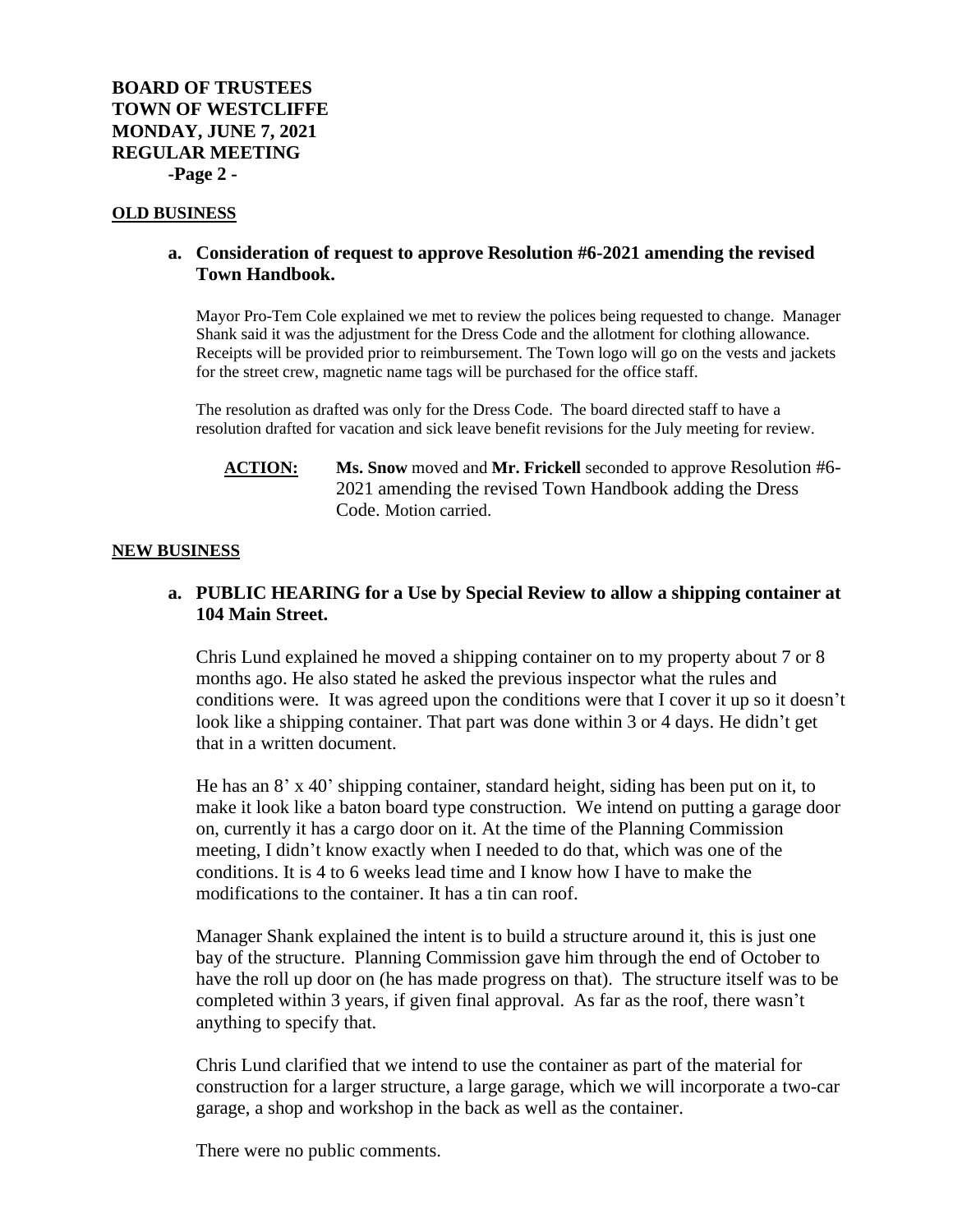**BOARD OF TRUSTEES**
**TOWN OF WESTCLIFFE**
**MONDAY, JUNE 7, 2021**
**REGULAR MEETING**

## OLD BUSINESS

### a. Consideration of request to approve Resolution #6-2021 amending the revised Town Handbook.

Mayor Pro-Tem Cole explained we met to review the polices being requested to change. Manager Shank said it was the adjustment for the Dress Code and the allotment for clothing allowance. Receipts will be provided prior to reimbursement. The Town logo will go on the vests and jackets for the street crew, magnetic name tags will be purchased for the office staff.

The resolution as drafted was only for the Dress Code. The board directed staff to have a resolution drafted for vacation and sick leave benefit revisions for the July meeting for review.

**ACTION:** **Ms. Snow** moved and **Mr. Frickell** seconded to approve Resolution #6-2021 amending the revised Town Handbook adding the Dress Code. Motion carried.

## NEW BUSINESS

### a. PUBLIC HEARING for a Use by Special Review to allow a shipping container at 104 Main Street.

Chris Lund explained he moved a shipping container on to my property about 7 or 8 months ago. He also stated he asked the previous inspector what the rules and conditions were. It was agreed upon the conditions were that I cover it up so it doesn't look like a shipping container. That part was done within 3 or 4 days. He didn't get that in a written document.

He has an 8' x 40' shipping container, standard height, siding has been put on it, to make it look like a baton board type construction. We intend on putting a garage door on, currently it has a cargo door on it. At the time of the Planning Commission meeting, I didn't know exactly when I needed to do that, which was one of the conditions. It is 4 to 6 weeks lead time and I know how I have to make the modifications to the container. It has a tin can roof.

Manager Shank explained the intent is to build a structure around it, this is just one bay of the structure. Planning Commission gave him through the end of October to have the roll up door on (he has made progress on that). The structure itself was to be completed within 3 years, if given final approval. As far as the roof, there wasn't anything to specify that.

Chris Lund clarified that we intend to use the container as part of the material for construction for a larger structure, a large garage, which we will incorporate a two-car garage, a shop and workshop in the back as well as the container.

There were no public comments.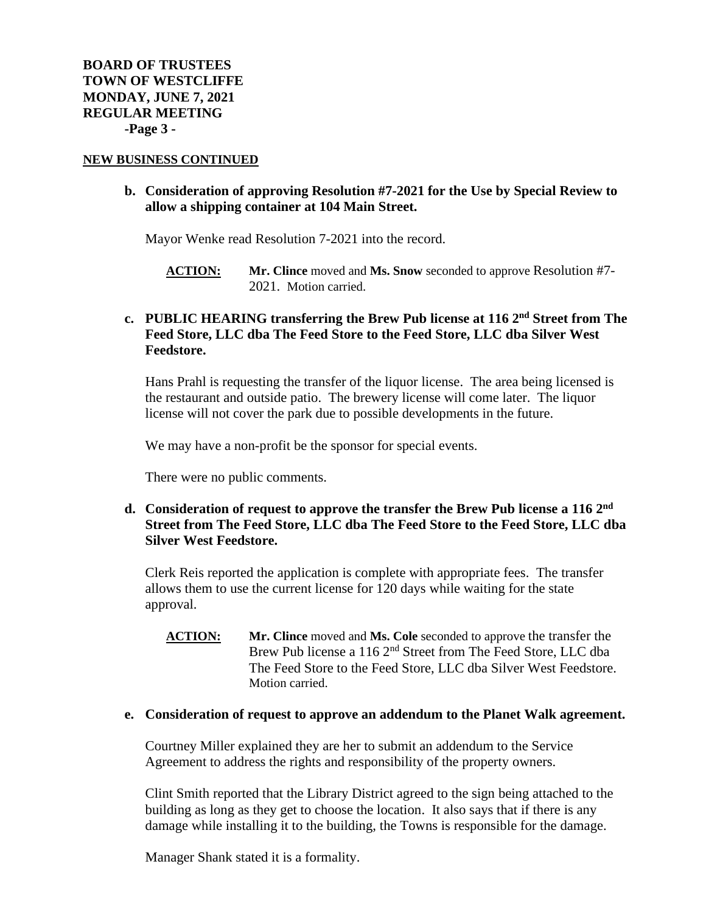**BOARD OF TRUSTEES**
**TOWN OF WESTCLIFFE**
**MONDAY, JUNE 7, 2021**
**REGULAR MEETING**
**-Page 3 -**

**NEW BUSINESS CONTINUED**

**b. Consideration of approving Resolution #7-2021 for the Use by Special Review to allow a shipping container at 104 Main Street.**

Mayor Wenke read Resolution 7-2021 into the record.

**ACTION:** **Mr. Clince** moved and **Ms. Snow** seconded to approve Resolution #7-2021. Motion carried.

**c. PUBLIC HEARING transferring the Brew Pub license at 116 2nd Street from The Feed Store, LLC dba The Feed Store to the Feed Store, LLC dba Silver West Feedstore.**

Hans Prahl is requesting the transfer of the liquor license. The area being licensed is the restaurant and outside patio. The brewery license will come later. The liquor license will not cover the park due to possible developments in the future.

We may have a non-profit be the sponsor for special events.

There were no public comments.

**d. Consideration of request to approve the transfer the Brew Pub license a 116 2nd Street from The Feed Store, LLC dba The Feed Store to the Feed Store, LLC dba Silver West Feedstore.**

Clerk Reis reported the application is complete with appropriate fees. The transfer allows them to use the current license for 120 days while waiting for the state approval.

**ACTION:** **Mr. Clince** moved and **Ms. Cole** seconded to approve the transfer the Brew Pub license a 116 2nd Street from The Feed Store, LLC dba The Feed Store to the Feed Store, LLC dba Silver West Feedstore. Motion carried.

**e. Consideration of request to approve an addendum to the Planet Walk agreement.**

Courtney Miller explained they are her to submit an addendum to the Service Agreement to address the rights and responsibility of the property owners.

Clint Smith reported that the Library District agreed to the sign being attached to the building as long as they get to choose the location. It also says that if there is any damage while installing it to the building, the Towns is responsible for the damage.

Manager Shank stated it is a formality.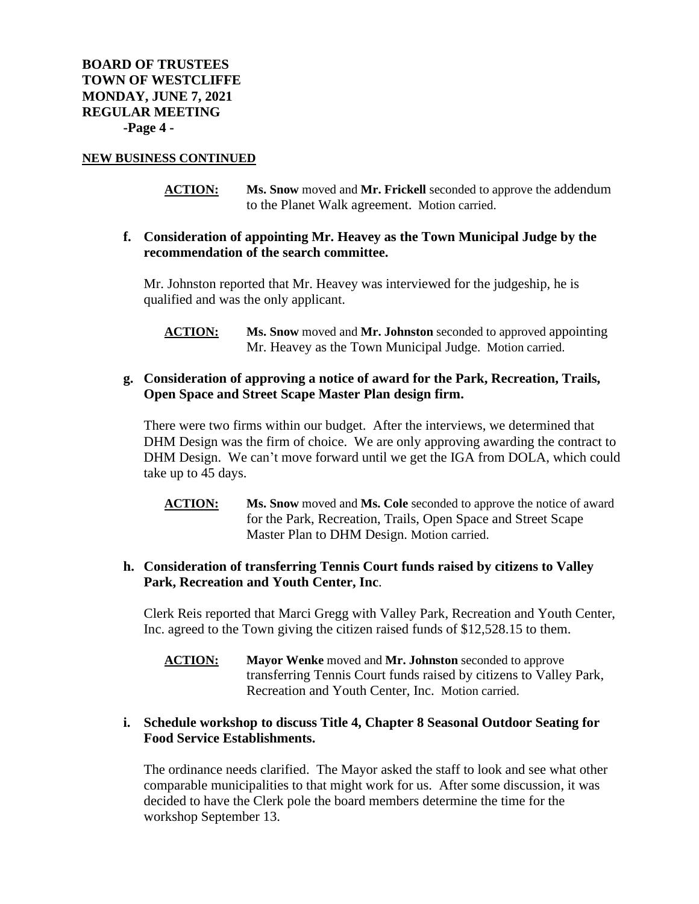**BOARD OF TRUSTEES**
**TOWN OF WESTCLIFFE**
**MONDAY, JUNE 7, 2021**
**REGULAR MEETING**
**-Page 4 -**

**NEW BUSINESS CONTINUED**

**ACTION:** **Ms. Snow** moved and **Mr. Frickell** seconded to approve the addendum to the Planet Walk agreement. Motion carried.

**f. Consideration of appointing Mr. Heavey as the Town Municipal Judge by the recommendation of the search committee.**

Mr. Johnston reported that Mr. Heavey was interviewed for the judgeship, he is qualified and was the only applicant.

**ACTION:** **Ms. Snow** moved and **Mr. Johnston** seconded to approved appointing Mr. Heavey as the Town Municipal Judge. Motion carried.

**g. Consideration of approving a notice of award for the Park, Recreation, Trails, Open Space and Street Scape Master Plan design firm.**

There were two firms within our budget. After the interviews, we determined that DHM Design was the firm of choice. We are only approving awarding the contract to DHM Design. We can't move forward until we get the IGA from DOLA, which could take up to 45 days.

**ACTION:** **Ms. Snow** moved and **Ms. Cole** seconded to approve the notice of award for the Park, Recreation, Trails, Open Space and Street Scape Master Plan to DHM Design. Motion carried.

**h. Consideration of transferring Tennis Court funds raised by citizens to Valley Park, Recreation and Youth Center, Inc.**

Clerk Reis reported that Marci Gregg with Valley Park, Recreation and Youth Center, Inc. agreed to the Town giving the citizen raised funds of $12,528.15 to them.

**ACTION:** **Mayor Wenke** moved and **Mr. Johnston** seconded to approve transferring Tennis Court funds raised by citizens to Valley Park, Recreation and Youth Center, Inc. Motion carried.

**i. Schedule workshop to discuss Title 4, Chapter 8 Seasonal Outdoor Seating for Food Service Establishments.**

The ordinance needs clarified. The Mayor asked the staff to look and see what other comparable municipalities to that might work for us. After some discussion, it was decided to have the Clerk pole the board members determine the time for the workshop September 13.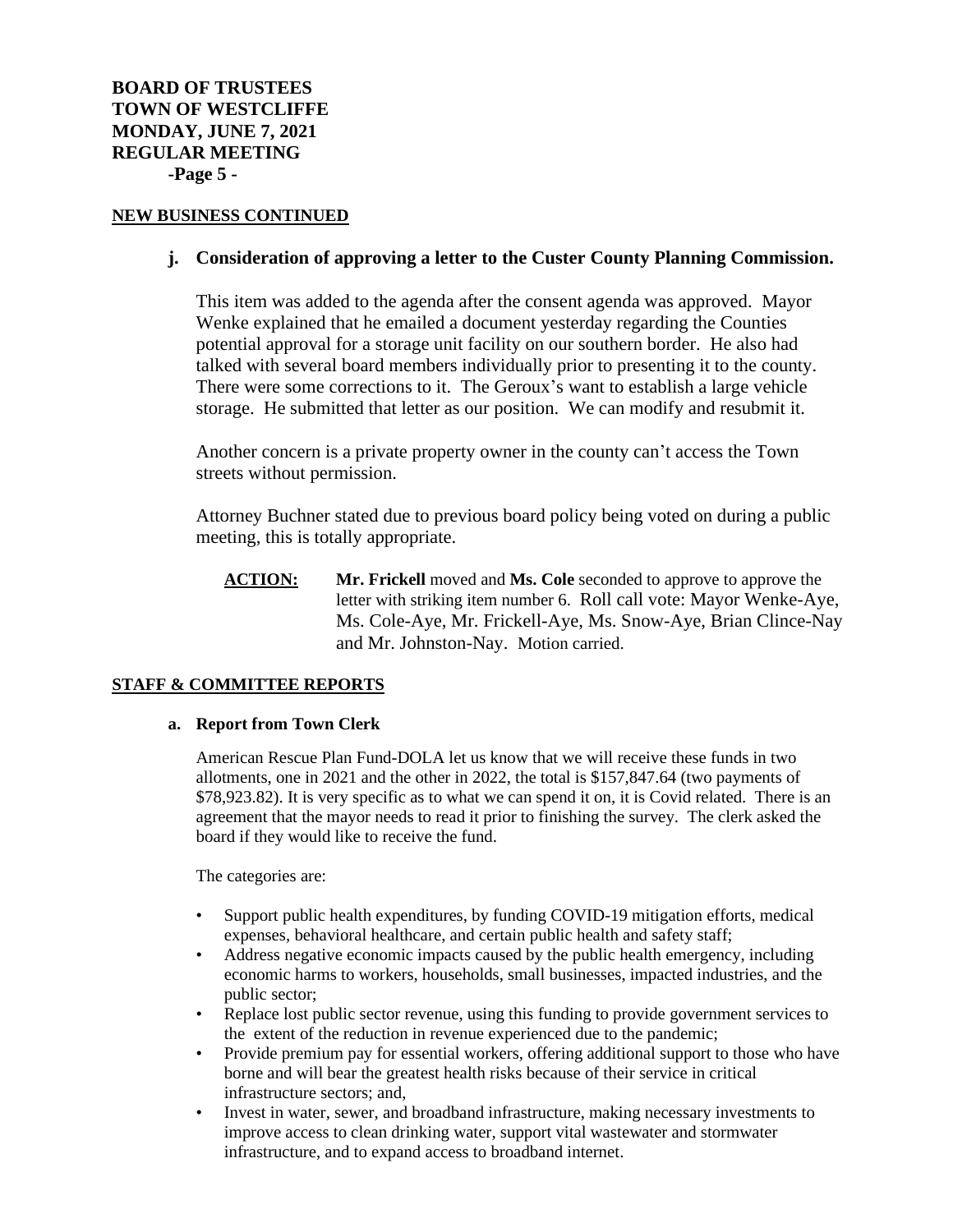## NEW BUSINESS CONTINUED

**j. Consideration of approving a letter to the Custer County Planning Commission.**

This item was added to the agenda after the consent agenda was approved. Mayor Wenke explained that he emailed a document yesterday regarding the Counties potential approval for a storage unit facility on our southern border. He also had talked with several board members individually prior to presenting it to the county. There were some corrections to it. The Geroux's want to establish a large vehicle storage. He submitted that letter as our position. We can modify and resubmit it.

Another concern is a private property owner in the county can't access the Town streets without permission.

Attorney Buchner stated due to previous board policy being voted on during a public meeting, this is totally appropriate.

**ACTION:** **Mr. Frickell** moved and **Ms. Cole** seconded to approve to approve the letter with striking item number 6. Roll call vote: Mayor Wenke-Aye, Ms. Cole-Aye, Mr. Frickell-Aye, Ms. Snow-Aye, Brian Clince-Nay and Mr. Johnston-Nay. Motion carried.

## STAFF & COMMITTEE REPORTS

**a. Report from Town Clerk**

American Rescue Plan Fund-DOLA let us know that we will receive these funds in two allotments, one in 2021 and the other in 2022, the total is $157,847.64 (two payments of $78,923.82). It is very specific as to what we can spend it on, it is Covid related. There is an agreement that the mayor needs to read it prior to finishing the survey. The clerk asked the board if they would like to receive the fund.

The categories are:

- Support public health expenditures, by funding COVID-19 mitigation efforts, medical expenses, behavioral healthcare, and certain public health and safety staff;
- Address negative economic impacts caused by the public health emergency, including economic harms to workers, households, small businesses, impacted industries, and the public sector;
- Replace lost public sector revenue, using this funding to provide government services to the extent of the reduction in revenue experienced due to the pandemic;
- Provide premium pay for essential workers, offering additional support to those who have borne and will bear the greatest health risks because of their service in critical infrastructure sectors; and,
- Invest in water, sewer, and broadband infrastructure, making necessary investments to improve access to clean drinking water, support vital wastewater and stormwater infrastructure, and to expand access to broadband internet.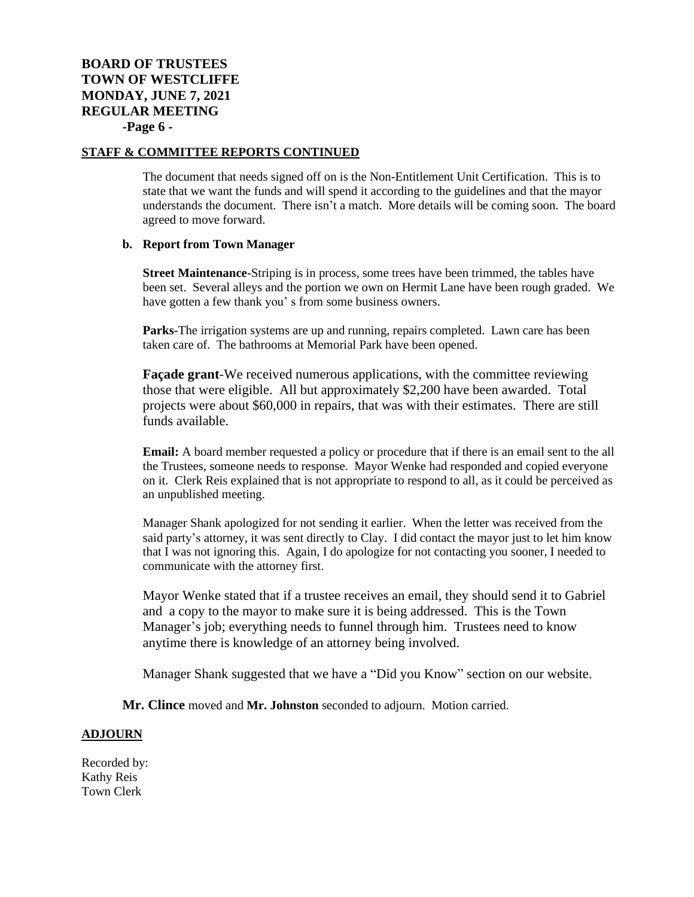**BOARD OF TRUSTEES**
**TOWN OF WESTCLIFFE**
**MONDAY, JUNE 7, 2021**
**REGULAR MEETING**

## STAFF & COMMITTEE REPORTS CONTINUED

The document that needs signed off on is the Non-Entitlement Unit Certification. This is to state that we want the funds and will spend it according to the guidelines and that the mayor understands the document. There isn't a match. More details will be coming soon. The board agreed to move forward.

**b. Report from Town Manager**

**Street Maintenance**-Striping is in process, some trees have been trimmed, the tables have been set. Several alleys and the portion we own on Hermit Lane have been rough graded. We have gotten a few thank you' s from some business owners.

**Parks**-The irrigation systems are up and running, repairs completed. Lawn care has been taken care of. The bathrooms at Memorial Park have been opened.

**Façade grant**-We received numerous applications, with the committee reviewing those that were eligible. All but approximately $2,200 have been awarded. Total projects were about $60,000 in repairs, that was with their estimates. There are still funds available.

**Email:** A board member requested a policy or procedure that if there is an email sent to the all the Trustees, someone needs to response. Mayor Wenke had responded and copied everyone on it. Clerk Reis explained that is not appropriate to respond to all, as it could be perceived as an unpublished meeting.

Manager Shank apologized for not sending it earlier. When the letter was received from the said party's attorney, it was sent directly to Clay. I did contact the mayor just to let him know that I was not ignoring this. Again, I do apologize for not contacting you sooner, I needed to communicate with the attorney first.

Mayor Wenke stated that if a trustee receives an email, they should send it to Gabriel and a copy to the mayor to make sure it is being addressed. This is the Town Manager's job; everything needs to funnel through him. Trustees need to know anytime there is knowledge of an attorney being involved.

Manager Shank suggested that we have a "Did you Know" section on our website.

**Mr. Clince** moved and **Mr. Johnston** seconded to adjourn. Motion carried.

## ADJOURN

Recorded by:
Kathy Reis
Town Clerk